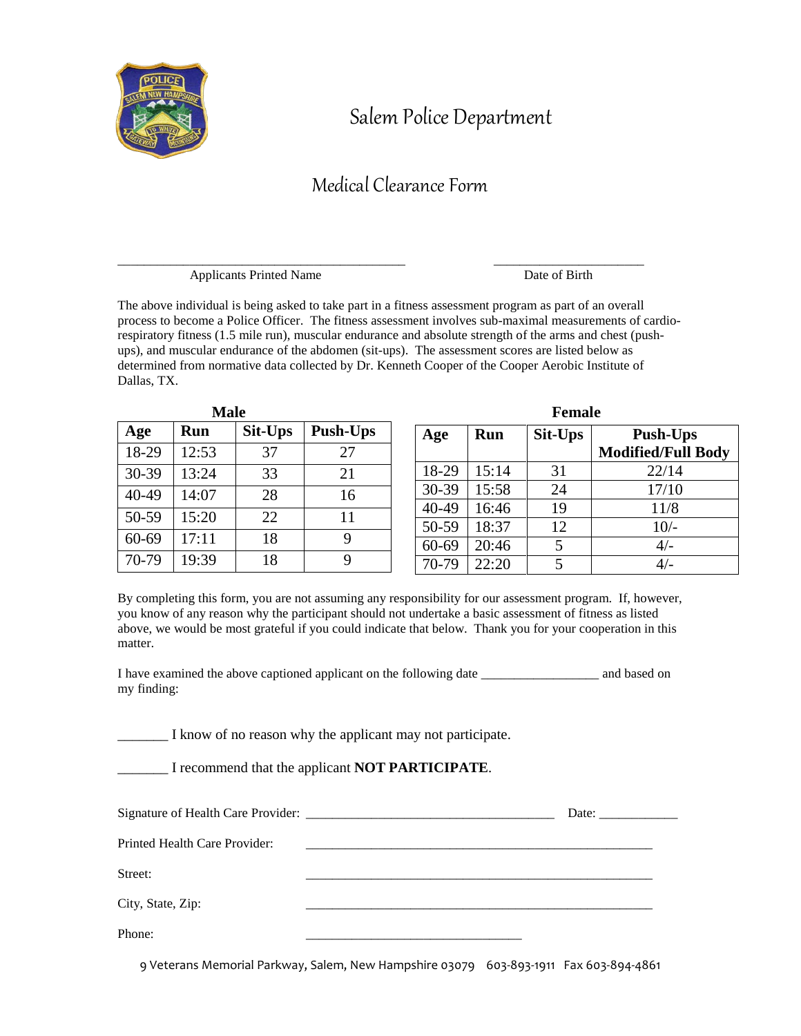# Salem Police Department

## Medical Clearance Form

\_\_\_\_\_\_\_\_\_\_\_\_\_\_\_\_\_\_\_\_\_\_\_\_\_\_\_\_\_\_\_\_\_\_\_\_\_\_\_\_\_\_ Applicants Printed Name

\_\_\_\_\_\_\_\_\_\_\_\_\_\_\_\_\_\_\_\_\_\_ Date of Birth

The above individual is being asked to take part in a fitness assessment program as part of an overall process to become a Police Officer. The fitness assessment involves sub-maximal measurements of cardio-respiratory fitness (1.5 mile run), muscular endurance and absolute strength of the arms and chest (push-ups), and muscular endurance of the abdomen (sit-ups). The assessment scores are listed below as determined from normative data collected by Dr. Kenneth Cooper of the Cooper Aerobic Institute of Dallas, TX.

**Male**

| Age | Run | Sit-Ups | Push-Ups |
|---|---|---|---|
| 18-29 | 12:53 | 37 | 27 |
| 30-39 | 13:24 | 33 | 21 |
| 40-49 | 14:07 | 28 | 16 |
| 50-59 | 15:20 | 22 | 11 |
| 60-69 | 17:11 | 18 | 9 |
| 70-79 | 19:39 | 18 | 9 |

**Female**

| Age | Run | Sit-Ups | Push-Ups Modified/Full Body |
|---|---|---|---|
| 18-29 | 15:14 | 31 | 22/14 |
| 30-39 | 15:58 | 24 | 17/10 |
| 40-49 | 16:46 | 19 | 11/8 |
| 50-59 | 18:37 | 12 | 10/- |
| 60-69 | 20:46 | 5 | 4/- |
| 70-79 | 22:20 | 5 | 4/- |

By completing this form, you are not assuming any responsibility for our assessment program. If, however, you know of any reason why the participant should not undertake a basic assessment of fitness as listed above, we would be most grateful if you could indicate that below. Thank you for your cooperation in this matter.

I have examined the above captioned applicant on the following date \_\_\_\_\_\_\_\_\_\_\_\_\_\_\_\_\_\_ and based on my finding:

\_\_\_\_\_\_\_ I know of no reason why the applicant may not participate.

\_\_\_\_\_\_\_ I recommend that the applicant **NOT PARTICIPATE**.

Signature of Health Care Provider: \_\_\_\_\_\_\_\_\_\_\_\_\_\_\_\_\_\_\_\_\_\_\_\_\_\_\_\_\_\_\_\_\_\_\_\_\_\_ Date: \_\_\_\_\_\_\_\_\_\_\_\_

Printed Health Care Provider: \_\_\_\_\_\_\_\_\_\_\_\_\_\_\_\_\_\_\_\_\_\_\_\_\_\_\_\_\_\_\_\_\_\_\_\_\_\_\_\_\_\_\_\_\_\_\_\_\_\_\_\_

Street: \_\_\_\_\_\_\_\_\_\_\_\_\_\_\_\_\_\_\_\_\_\_\_\_\_\_\_\_\_\_\_\_\_\_\_\_\_\_\_\_\_\_\_\_\_\_\_\_\_\_\_\_

City, State, Zip: \_\_\_\_\_\_\_\_\_\_\_\_\_\_\_\_\_\_\_\_\_\_\_\_\_\_\_\_\_\_\_\_\_\_\_\_\_\_\_\_\_\_\_\_\_\_\_\_\_\_\_\_

Phone: \_\_\_\_\_\_\_\_\_\_\_\_\_\_\_\_\_\_\_\_\_\_\_\_\_\_\_\_\_\_\_\_\_\_

9 Veterans Memorial Parkway, Salem, New Hampshire 03079 603-893-1911 Fax 603-894-4861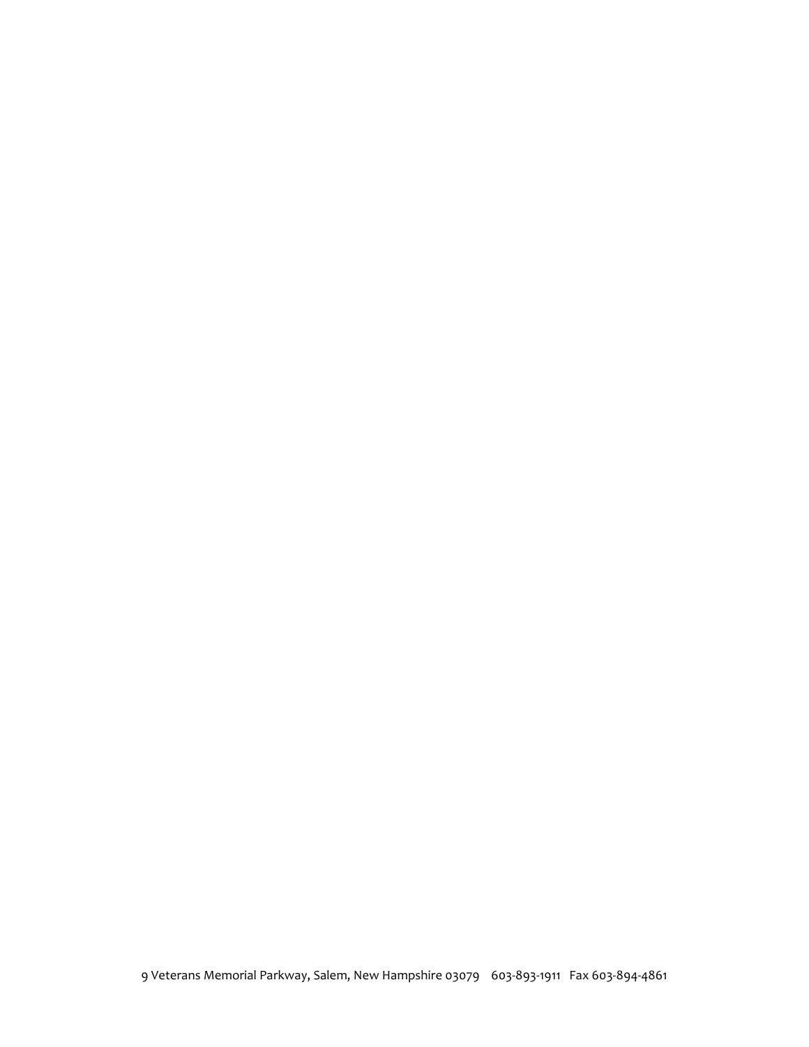9 Veterans Memorial Parkway, Salem, New Hampshire 03079 603-893-1911 Fax 603-894-4861